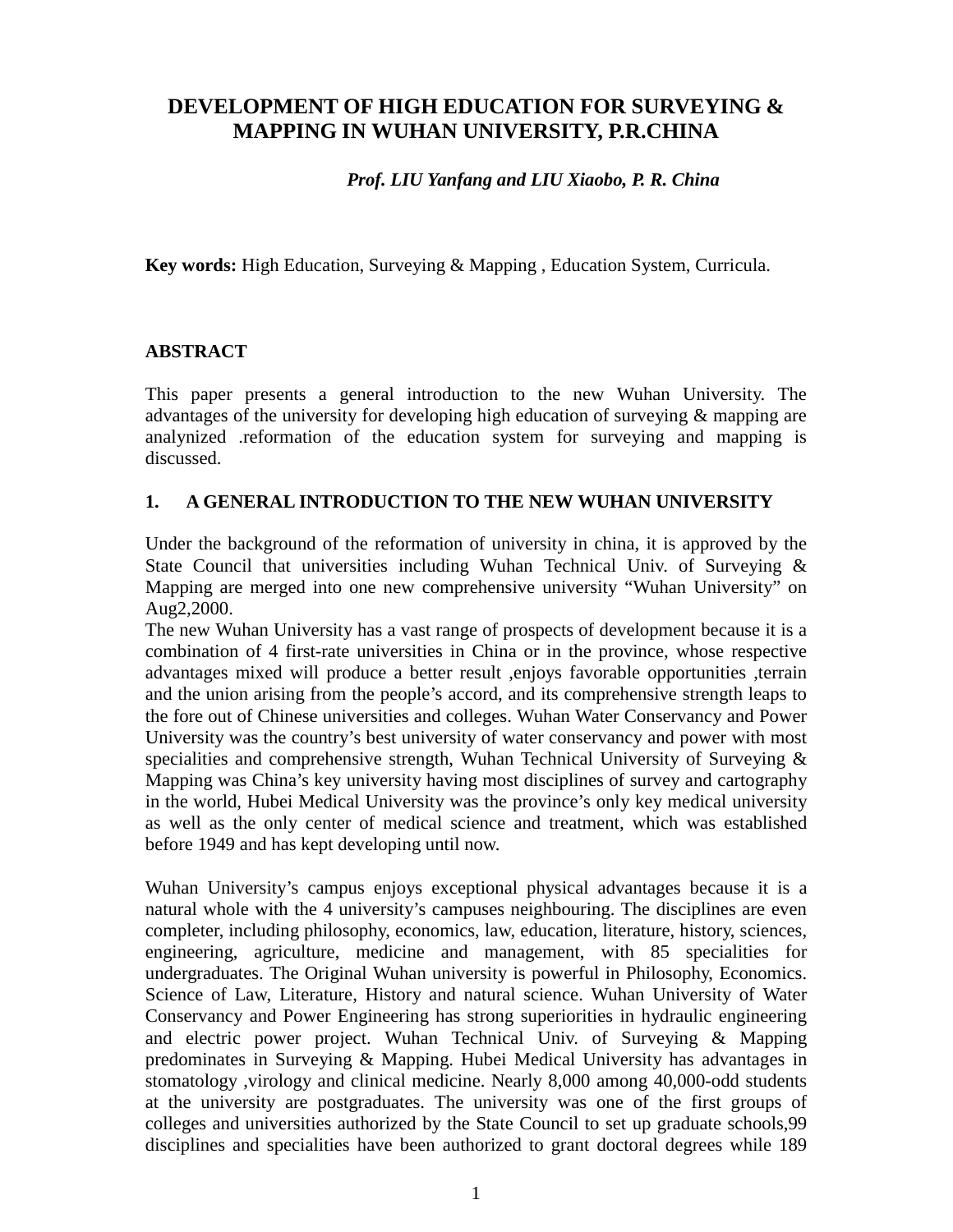# DEVELOPMENT OF HIGH EDUCATION FOR SURVEYING & MAPPING IN WUHAN UNIVERSITY, P.R.CHINA

***Prof. LIU Yanfang and LIU Xiaobo, P. R. China***

**Key words:** High Education, Surveying & Mapping , Education System, Curricula.

## ABSTRACT

This paper presents a general introduction to the new Wuhan University. The advantages of the university for developing high education of surveying & mapping are analynized .reformation of the education system for surveying and mapping is discussed.

## 1. A GENERAL INTRODUCTION TO THE NEW WUHAN UNIVERSITY

Under the background of the reformation of university in china, it is approved by the State Council that universities including Wuhan Technical Univ. of Surveying & Mapping are merged into one new comprehensive university "Wuhan University" on Aug2,2000.

The new Wuhan University has a vast range of prospects of development because it is a combination of 4 first-rate universities in China or in the province, whose respective advantages mixed will produce a better result ,enjoys favorable opportunities ,terrain and the union arising from the people's accord, and its comprehensive strength leaps to the fore out of Chinese universities and colleges. Wuhan Water Conservancy and Power University was the country's best university of water conservancy and power with most specialities and comprehensive strength, Wuhan Technical University of Surveying & Mapping was China's key university having most disciplines of survey and cartography in the world, Hubei Medical University was the province's only key medical university as well as the only center of medical science and treatment, which was established before 1949 and has kept developing until now.

Wuhan University's campus enjoys exceptional physical advantages because it is a natural whole with the 4 university's campuses neighbouring. The disciplines are even completer, including philosophy, economics, law, education, literature, history, sciences, engineering, agriculture, medicine and management, with 85 specialities for undergraduates. The Original Wuhan university is powerful in Philosophy, Economics. Science of Law, Literature, History and natural science. Wuhan University of Water Conservancy and Power Engineering has strong superiorities in hydraulic engineering and electric power project. Wuhan Technical Univ. of Surveying & Mapping predominates in Surveying & Mapping. Hubei Medical University has advantages in stomatology ,virology and clinical medicine. Nearly 8,000 among 40,000-odd students at the university are postgraduates. The university was one of the first groups of colleges and universities authorized by the State Council to set up graduate schools,99 disciplines and specialities have been authorized to grant doctoral degrees while 189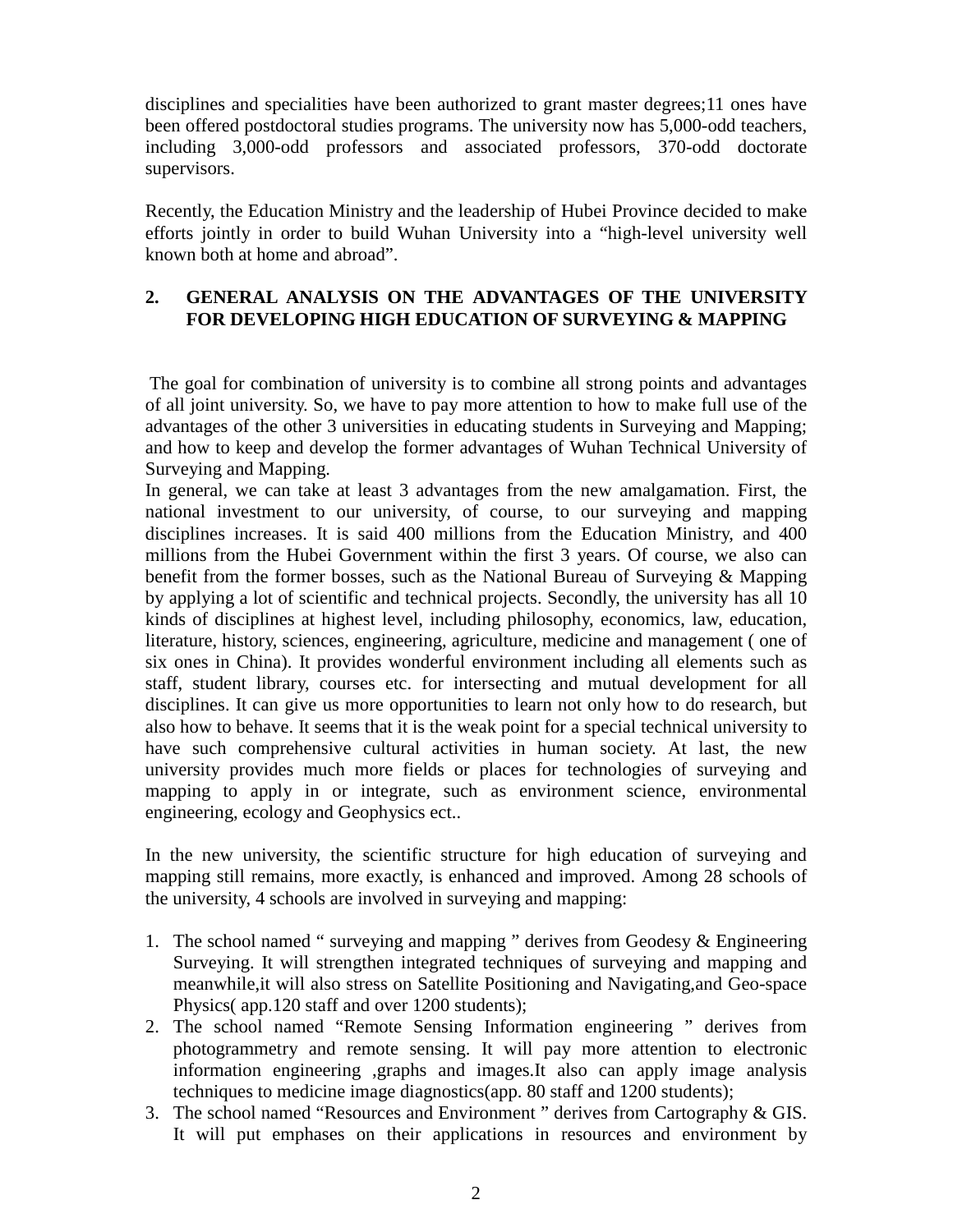disciplines and specialities have been authorized to grant master degrees;11 ones have been offered postdoctoral studies programs. The university now has 5,000-odd teachers, including 3,000-odd professors and associated professors, 370-odd doctorate supervisors.

Recently, the Education Ministry and the leadership of Hubei Province decided to make efforts jointly in order to build Wuhan University into a “high-level university well known both at home and abroad”.

## 2. GENERAL ANALYSIS ON THE ADVANTAGES OF THE UNIVERSITY FOR DEVELOPING HIGH EDUCATION OF SURVEYING & MAPPING

The goal for combination of university is to combine all strong points and advantages of all joint university. So, we have to pay more attention to how to make full use of the advantages of the other 3 universities in educating students in Surveying and Mapping; and how to keep and develop the former advantages of Wuhan Technical University of Surveying and Mapping.

In general, we can take at least 3 advantages from the new amalgamation. First, the national investment to our university, of course, to our surveying and mapping disciplines increases. It is said 400 millions from the Education Ministry, and 400 millions from the Hubei Government within the first 3 years. Of course, we also can benefit from the former bosses, such as the National Bureau of Surveying & Mapping by applying a lot of scientific and technical projects. Secondly, the university has all 10 kinds of disciplines at highest level, including philosophy, economics, law, education, literature, history, sciences, engineering, agriculture, medicine and management ( one of six ones in China). It provides wonderful environment including all elements such as staff, student library, courses etc. for intersecting and mutual development for all disciplines. It can give us more opportunities to learn not only how to do research, but also how to behave. It seems that it is the weak point for a special technical university to have such comprehensive cultural activities in human society. At last, the new university provides much more fields or places for technologies of surveying and mapping to apply in or integrate, such as environment science, environmental engineering, ecology and Geophysics ect..

In the new university, the scientific structure for high education of surveying and mapping still remains, more exactly, is enhanced and improved. Among 28 schools of the university, 4 schools are involved in surveying and mapping:

1. The school named “ surveying and mapping ” derives from Geodesy & Engineering Surveying. It will strengthen integrated techniques of surveying and mapping and meanwhile,it will also stress on Satellite Positioning and Navigating,and Geo-space Physics( app.120 staff and over 1200 students);
2. The school named “Remote Sensing Information engineering ” derives from photogrammetry and remote sensing. It will pay more attention to electronic information engineering ,graphs and images.It also can apply image analysis techniques to medicine image diagnostics(app. 80 staff and 1200 students);
3. The school named “Resources and Environment ” derives from Cartography & GIS. It will put emphases on their applications in resources and environment by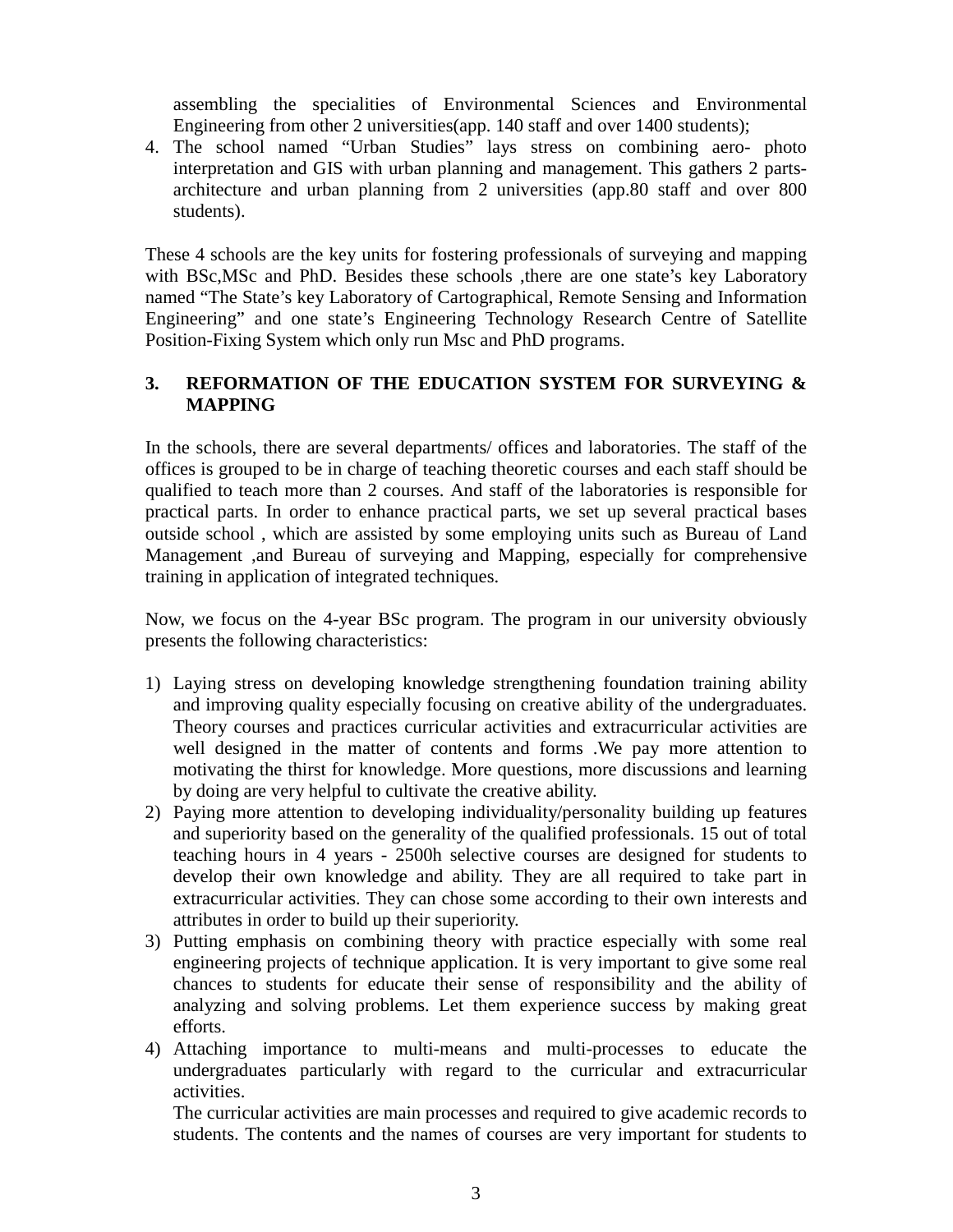assembling the specialities of Environmental Sciences and Environmental Engineering from other 2 universities(app. 140 staff and over 1400 students);

4. The school named "Urban Studies" lays stress on combining aero- photo interpretation and GIS with urban planning and management. This gathers 2 parts-architecture and urban planning from 2 universities (app.80 staff and over 800 students).

These 4 schools are the key units for fostering professionals of surveying and mapping with BSc,MSc and PhD. Besides these schools ,there are one state's key Laboratory named "The State's key Laboratory of Cartographical, Remote Sensing and Information Engineering" and one state's Engineering Technology Research Centre of Satellite Position-Fixing System which only run Msc and PhD programs.

## 3. REFORMATION OF THE EDUCATION SYSTEM FOR SURVEYING & MAPPING

In the schools, there are several departments/ offices and laboratories. The staff of the offices is grouped to be in charge of teaching theoretic courses and each staff should be qualified to teach more than 2 courses. And staff of the laboratories is responsible for practical parts. In order to enhance practical parts, we set up several practical bases outside school , which are assisted by some employing units such as Bureau of Land Management ,and Bureau of surveying and Mapping, especially for comprehensive training in application of integrated techniques.

Now, we focus on the 4-year BSc program. The program in our university obviously presents the following characteristics:

1) Laying stress on developing knowledge strengthening foundation training ability and improving quality especially focusing on creative ability of the undergraduates. Theory courses and practices curricular activities and extracurricular activities are well designed in the matter of contents and forms .We pay more attention to motivating the thirst for knowledge. More questions, more discussions and learning by doing are very helpful to cultivate the creative ability.
2) Paying more attention to developing individuality/personality building up features and superiority based on the generality of the qualified professionals. 15 out of total teaching hours in 4 years - 2500h selective courses are designed for students to develop their own knowledge and ability. They are all required to take part in extracurricular activities. They can chose some according to their own interests and attributes in order to build up their superiority.
3) Putting emphasis on combining theory with practice especially with some real engineering projects of technique application. It is very important to give some real chances to students for educate their sense of responsibility and the ability of analyzing and solving problems. Let them experience success by making great efforts.
4) Attaching importance to multi-means and multi-processes to educate the undergraduates particularly with regard to the curricular and extracurricular activities.

   The curricular activities are main processes and required to give academic records to students. The contents and the names of courses are very important for students to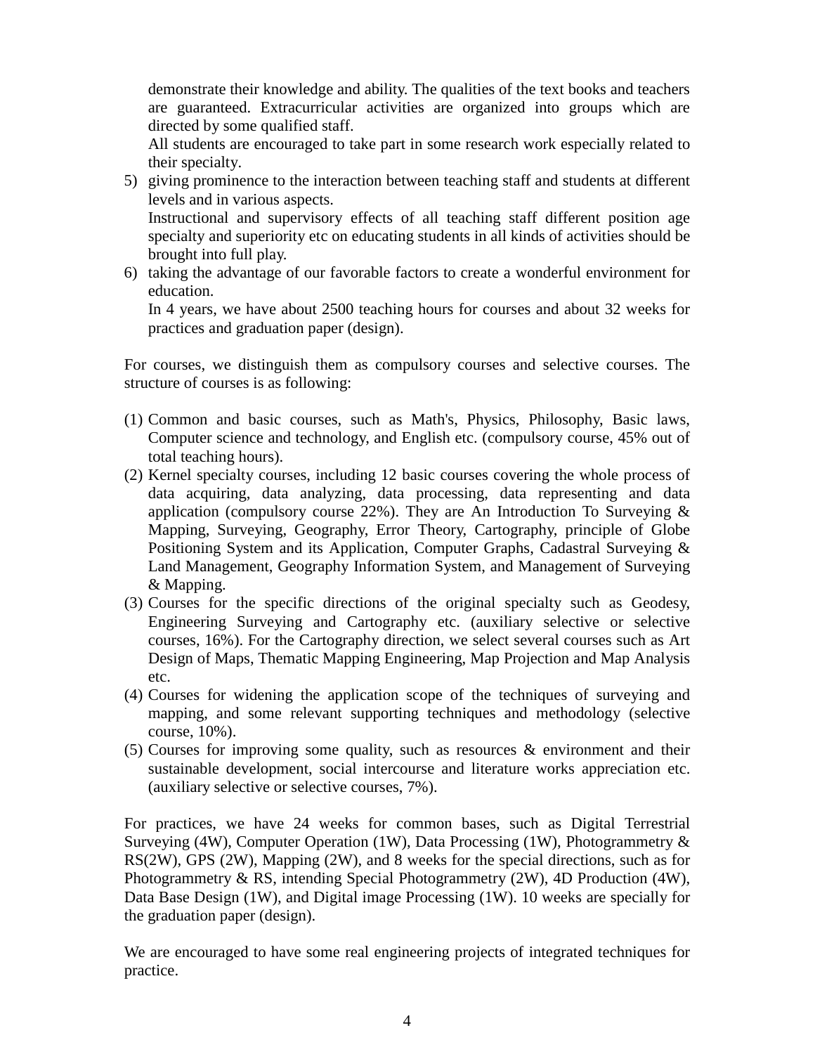demonstrate their knowledge and ability. The qualities of the text books and teachers are guaranteed. Extracurricular activities are organized into groups which are directed by some qualified staff.

All students are encouraged to take part in some research work especially related to their specialty.

5) giving prominence to the interaction between teaching staff and students at different levels and in various aspects.
   Instructional and supervisory effects of all teaching staff different position age specialty and superiority etc on educating students in all kinds of activities should be brought into full play.
6) taking the advantage of our favorable factors to create a wonderful environment for education.
   In 4 years, we have about 2500 teaching hours for courses and about 32 weeks for practices and graduation paper (design).

For courses, we distinguish them as compulsory courses and selective courses. The structure of courses is as following:

(1) Common and basic courses, such as Math's, Physics, Philosophy, Basic laws, Computer science and technology, and English etc. (compulsory course, 45% out of total teaching hours).
(2) Kernel specialty courses, including 12 basic courses covering the whole process of data acquiring, data analyzing, data processing, data representing and data application (compulsory course 22%). They are An Introduction To Surveying & Mapping, Surveying, Geography, Error Theory, Cartography, principle of Globe Positioning System and its Application, Computer Graphs, Cadastral Surveying & Land Management, Geography Information System, and Management of Surveying & Mapping.
(3) Courses for the specific directions of the original specialty such as Geodesy, Engineering Surveying and Cartography etc. (auxiliary selective or selective courses, 16%). For the Cartography direction, we select several courses such as Art Design of Maps, Thematic Mapping Engineering, Map Projection and Map Analysis etc.
(4) Courses for widening the application scope of the techniques of surveying and mapping, and some relevant supporting techniques and methodology (selective course, 10%).
(5) Courses for improving some quality, such as resources & environment and their sustainable development, social intercourse and literature works appreciation etc. (auxiliary selective or selective courses, 7%).

For practices, we have 24 weeks for common bases, such as Digital Terrestrial Surveying (4W), Computer Operation (1W), Data Processing (1W), Photogrammetry & RS(2W), GPS (2W), Mapping (2W), and 8 weeks for the special directions, such as for Photogrammetry & RS, intending Special Photogrammetry (2W), 4D Production (4W), Data Base Design (1W), and Digital image Processing (1W). 10 weeks are specially for the graduation paper (design).

We are encouraged to have some real engineering projects of integrated techniques for practice.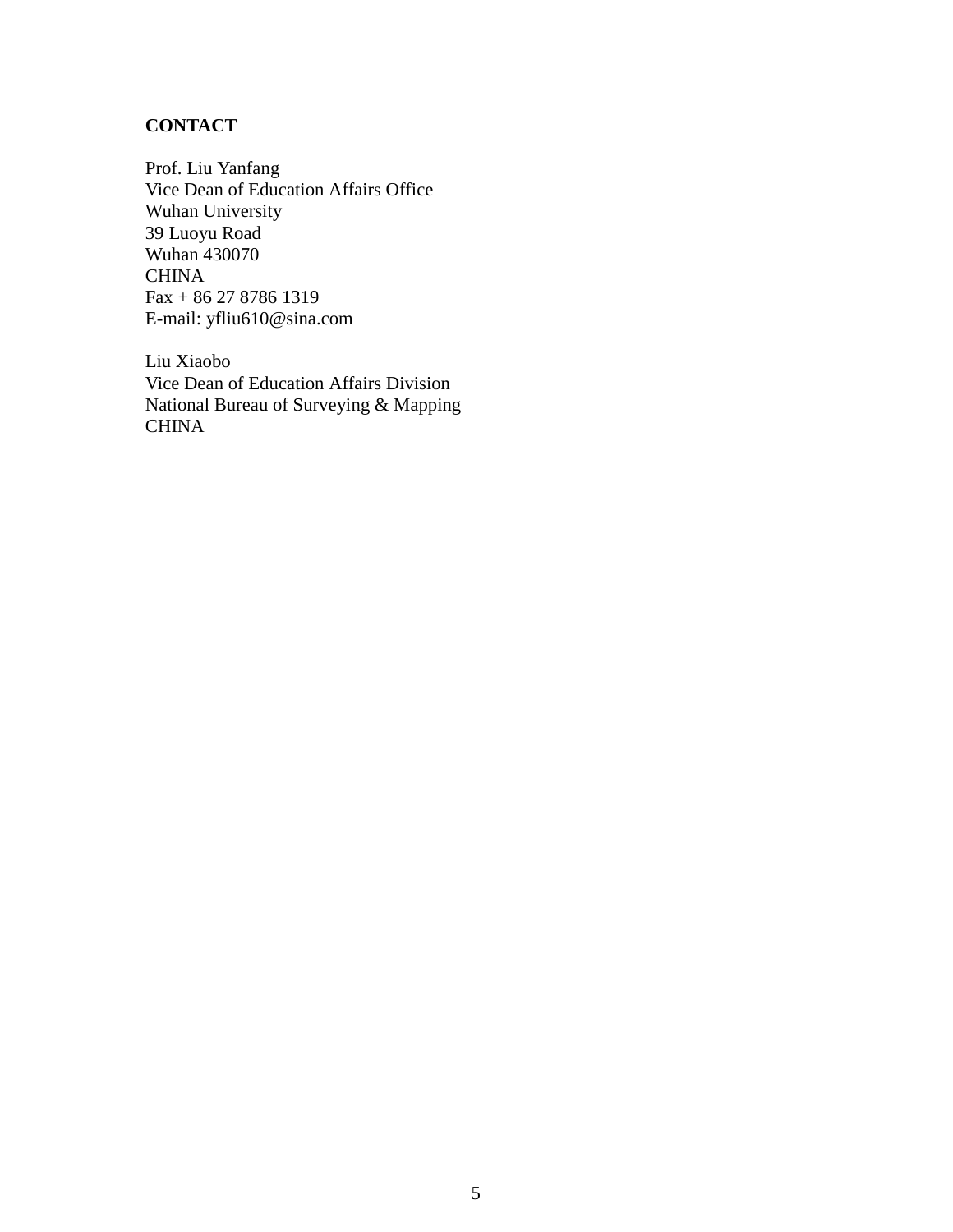**CONTACT**

Prof. Liu Yanfang  
Vice Dean of Education Affairs Office  
Wuhan University  
39 Luoyu Road  
Wuhan 430070  
CHINA  
Fax + 86 27 8786 1319  
E-mail: yfliu610@sina.com

Liu Xiaobo  
Vice Dean of Education Affairs Division  
National Bureau of Surveying & Mapping  
CHINA